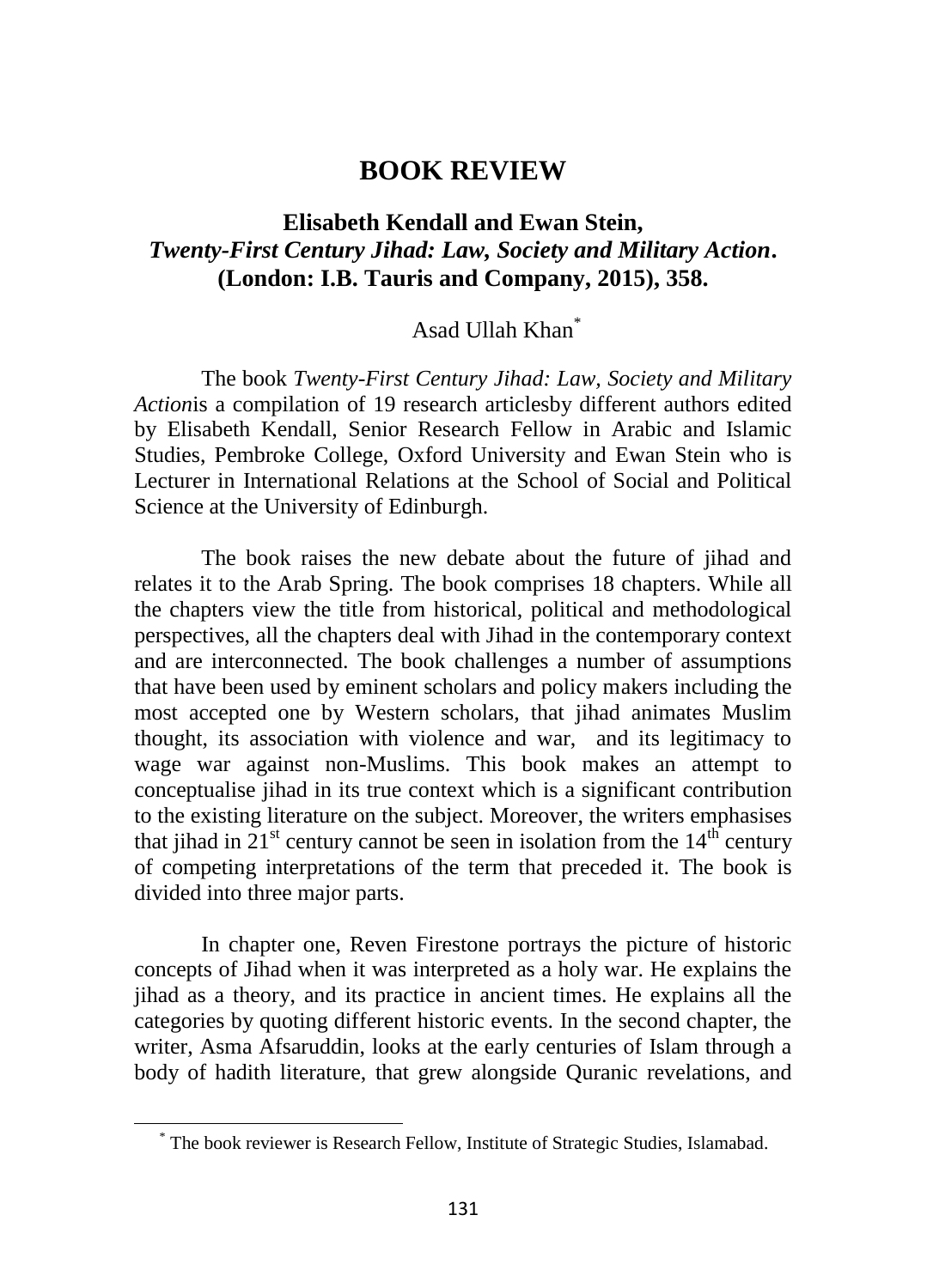# BOOK REVIEW

## Elisabeth Kendall and Ewan Stein, *Twenty-First Century Jihad: Law, Society and Military Action*. (London: I.B. Tauris and Company, 2015), 358.

Asad Ullah Khan[*]

The book *Twenty-First Century Jihad: Law, Society and Military Action*is a compilation of 19 research articlesby different authors edited by Elisabeth Kendall, Senior Research Fellow in Arabic and Islamic Studies, Pembroke College, Oxford University and Ewan Stein who is Lecturer in International Relations at the School of Social and Political Science at the University of Edinburgh.

The book raises the new debate about the future of jihad and relates it to the Arab Spring. The book comprises 18 chapters. While all the chapters view the title from historical, political and methodological perspectives, all the chapters deal with Jihad in the contemporary context and are interconnected. The book challenges a number of assumptions that have been used by eminent scholars and policy makers including the most accepted one by Western scholars, that jihad animates Muslim thought, its association with violence and war, and its legitimacy to wage war against non-Muslims. This book makes an attempt to conceptualise jihad in its true context which is a significant contribution to the existing literature on the subject. Moreover, the writers emphasises that jihad in 21st century cannot be seen in isolation from the 14th century of competing interpretations of the term that preceded it. The book is divided into three major parts.

In chapter one, Reven Firestone portrays the picture of historic concepts of Jihad when it was interpreted as a holy war. He explains the jihad as a theory, and its practice in ancient times. He explains all the categories by quoting different historic events. In the second chapter, the writer, Asma Afsaruddin, looks at the early centuries of Islam through a body of hadith literature, that grew alongside Quranic revelations, and

[*] The book reviewer is Research Fellow, Institute of Strategic Studies, Islamabad.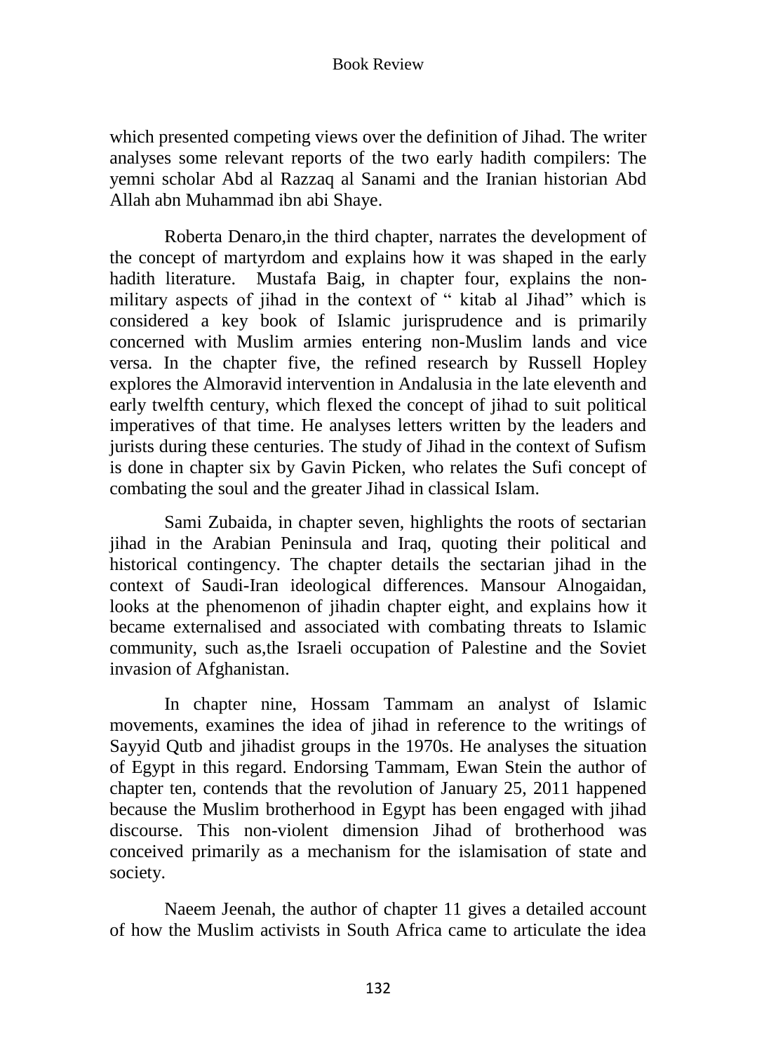which presented competing views over the definition of Jihad. The writer analyses some relevant reports of the two early hadith compilers: The yemni scholar Abd al Razzaq al Sanami and the Iranian historian Abd Allah abn Muhammad ibn abi Shaye.

Roberta Denaro,in the third chapter, narrates the development of the concept of martyrdom and explains how it was shaped in the early hadith literature. Mustafa Baig, in chapter four, explains the non-military aspects of jihad in the context of " kitab al Jihad" which is considered a key book of Islamic jurisprudence and is primarily concerned with Muslim armies entering non-Muslim lands and vice versa. In the chapter five, the refined research by Russell Hopley explores the Almoravid intervention in Andalusia in the late eleventh and early twelfth century, which flexed the concept of jihad to suit political imperatives of that time. He analyses letters written by the leaders and jurists during these centuries. The study of Jihad in the context of Sufism is done in chapter six by Gavin Picken, who relates the Sufi concept of combating the soul and the greater Jihad in classical Islam.

Sami Zubaida, in chapter seven, highlights the roots of sectarian jihad in the Arabian Peninsula and Iraq, quoting their political and historical contingency. The chapter details the sectarian jihad in the context of Saudi-Iran ideological differences. Mansour Alnogaidan, looks at the phenomenon of jihadin chapter eight, and explains how it became externalised and associated with combating threats to Islamic community, such as,the Israeli occupation of Palestine and the Soviet invasion of Afghanistan.

In chapter nine, Hossam Tammam an analyst of Islamic movements, examines the idea of jihad in reference to the writings of Sayyid Qutb and jihadist groups in the 1970s. He analyses the situation of Egypt in this regard. Endorsing Tammam, Ewan Stein the author of chapter ten, contends that the revolution of January 25, 2011 happened because the Muslim brotherhood in Egypt has been engaged with jihad discourse. This non-violent dimension Jihad of brotherhood was conceived primarily as a mechanism for the islamisation of state and society.

Naeem Jeenah, the author of chapter 11 gives a detailed account of how the Muslim activists in South Africa came to articulate the idea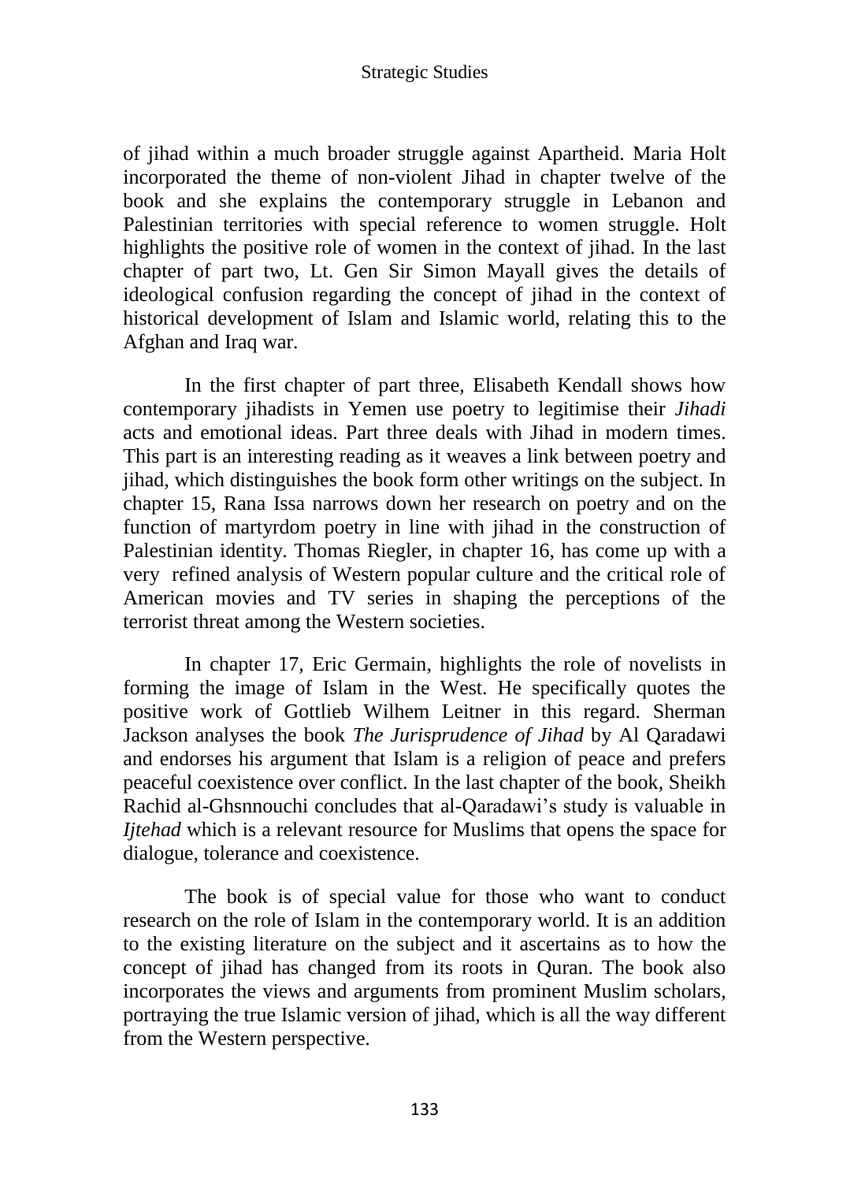of jihad within a much broader struggle against Apartheid. Maria Holt incorporated the theme of non-violent Jihad in chapter twelve of the book and she explains the contemporary struggle in Lebanon and Palestinian territories with special reference to women struggle. Holt highlights the positive role of women in the context of jihad. In the last chapter of part two, Lt. Gen Sir Simon Mayall gives the details of ideological confusion regarding the concept of jihad in the context of historical development of Islam and Islamic world, relating this to the Afghan and Iraq war.

In the first chapter of part three, Elisabeth Kendall shows how contemporary jihadists in Yemen use poetry to legitimise their *Jihadi* acts and emotional ideas. Part three deals with Jihad in modern times. This part is an interesting reading as it weaves a link between poetry and jihad, which distinguishes the book form other writings on the subject. In chapter 15, Rana Issa narrows down her research on poetry and on the function of martyrdom poetry in line with jihad in the construction of Palestinian identity. Thomas Riegler, in chapter 16, has come up with a very refined analysis of Western popular culture and the critical role of American movies and TV series in shaping the perceptions of the terrorist threat among the Western societies.

In chapter 17, Eric Germain, highlights the role of novelists in forming the image of Islam in the West. He specifically quotes the positive work of Gottlieb Wilhem Leitner in this regard. Sherman Jackson analyses the book *The Jurisprudence of Jihad* by Al Qaradawi and endorses his argument that Islam is a religion of peace and prefers peaceful coexistence over conflict. In the last chapter of the book, Sheikh Rachid al-Ghsnnouchi concludes that al-Qaradawi's study is valuable in *Ijtehad* which is a relevant resource for Muslims that opens the space for dialogue, tolerance and coexistence.

The book is of special value for those who want to conduct research on the role of Islam in the contemporary world. It is an addition to the existing literature on the subject and it ascertains as to how the concept of jihad has changed from its roots in Quran. The book also incorporates the views and arguments from prominent Muslim scholars, portraying the true Islamic version of jihad, which is all the way different from the Western perspective.